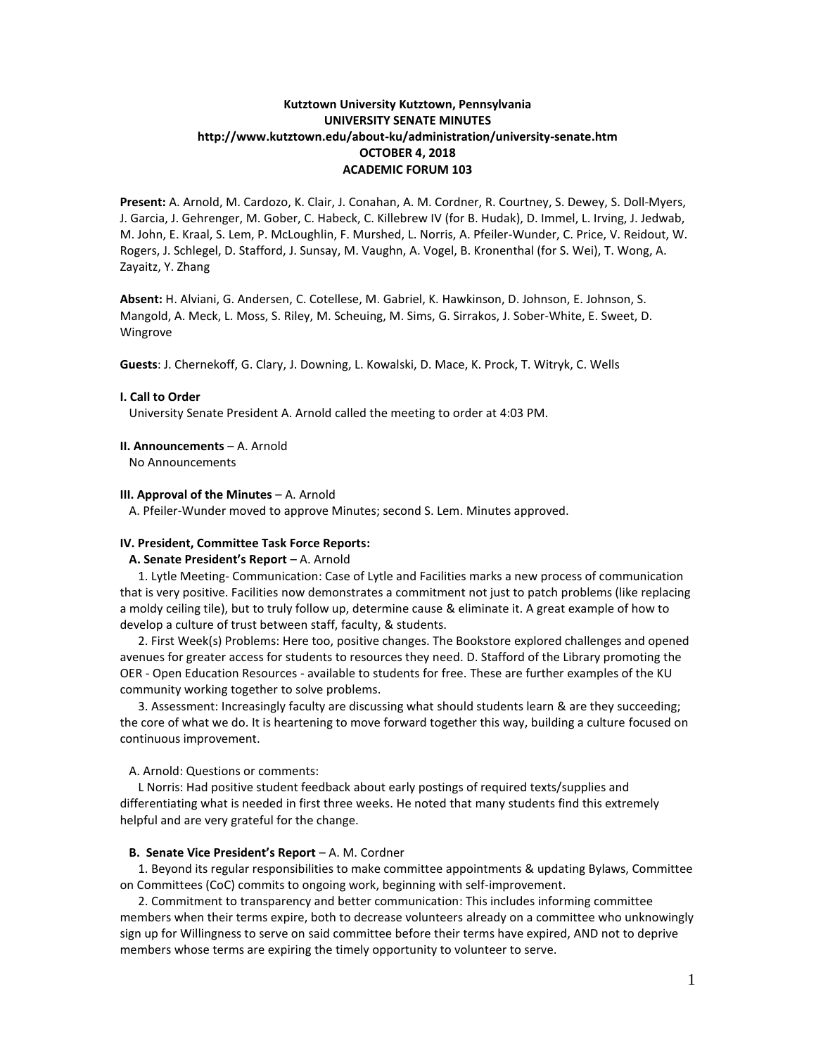**Kutztown University Kutztown, Pennsylvania**
**UNIVERSITY SENATE MINUTES**
**http://www.kutztown.edu/about-ku/administration/university-senate.htm**
**OCTOBER 4, 2018**
**ACADEMIC FORUM 103**

**Present:** A. Arnold, M. Cardozo, K. Clair, J. Conahan, A. M. Cordner, R. Courtney, S. Dewey, S. Doll-Myers, J. Garcia, J. Gehrenger, M. Gober, C. Habeck, C. Killebrew IV (for B. Hudak), D. Immel, L. Irving, J. Jedwab, M. John, E. Kraal, S. Lem, P. McLoughlin, F. Murshed, L. Norris, A. Pfeiler-Wunder, C. Price, V. Reidout, W. Rogers, J. Schlegel, D. Stafford, J. Sunsay, M. Vaughn, A. Vogel, B. Kronenthal (for S. Wei), T. Wong, A. Zayaitz, Y. Zhang

**Absent:** H. Alviani, G. Andersen, C. Cotellese, M. Gabriel, K. Hawkinson, D. Johnson, E. Johnson, S. Mangold, A. Meck, L. Moss, S. Riley, M. Scheuing, M. Sims, G. Sirrakos, J. Sober-White, E. Sweet, D. Wingrove

**Guests**: J. Chernekoff, G. Clary, J. Downing, L. Kowalski, D. Mace, K. Prock, T. Witryk, C. Wells

**I. Call to Order**

University Senate President A. Arnold called the meeting to order at 4:03 PM.

**II. Announcements** – A. Arnold

No Announcements

**III. Approval of the Minutes** – A. Arnold

A. Pfeiler-Wunder moved to approve Minutes; second S. Lem. Minutes approved.

**IV. President, Committee Task Force Reports:**

**A. Senate President's Report** – A. Arnold

1. Lytle Meeting- Communication: Case of Lytle and Facilities marks a new process of communication that is very positive. Facilities now demonstrates a commitment not just to patch problems (like replacing a moldy ceiling tile), but to truly follow up, determine cause & eliminate it. A great example of how to develop a culture of trust between staff, faculty, & students.

2. First Week(s) Problems: Here too, positive changes. The Bookstore explored challenges and opened avenues for greater access for students to resources they need. D. Stafford of the Library promoting the OER - Open Education Resources - available to students for free. These are further examples of the KU community working together to solve problems.

3. Assessment: Increasingly faculty are discussing what should students learn & are they succeeding; the core of what we do. It is heartening to move forward together this way, building a culture focused on continuous improvement.

A. Arnold: Questions or comments:

L Norris: Had positive student feedback about early postings of required texts/supplies and differentiating what is needed in first three weeks. He noted that many students find this extremely helpful and are very grateful for the change.

**B. Senate Vice President's Report** – A. M. Cordner

1. Beyond its regular responsibilities to make committee appointments & updating Bylaws, Committee on Committees (CoC) commits to ongoing work, beginning with self-improvement.

2. Commitment to transparency and better communication: This includes informing committee members when their terms expire, both to decrease volunteers already on a committee who unknowingly sign up for Willingness to serve on said committee before their terms have expired, AND not to deprive members whose terms are expiring the timely opportunity to volunteer to serve.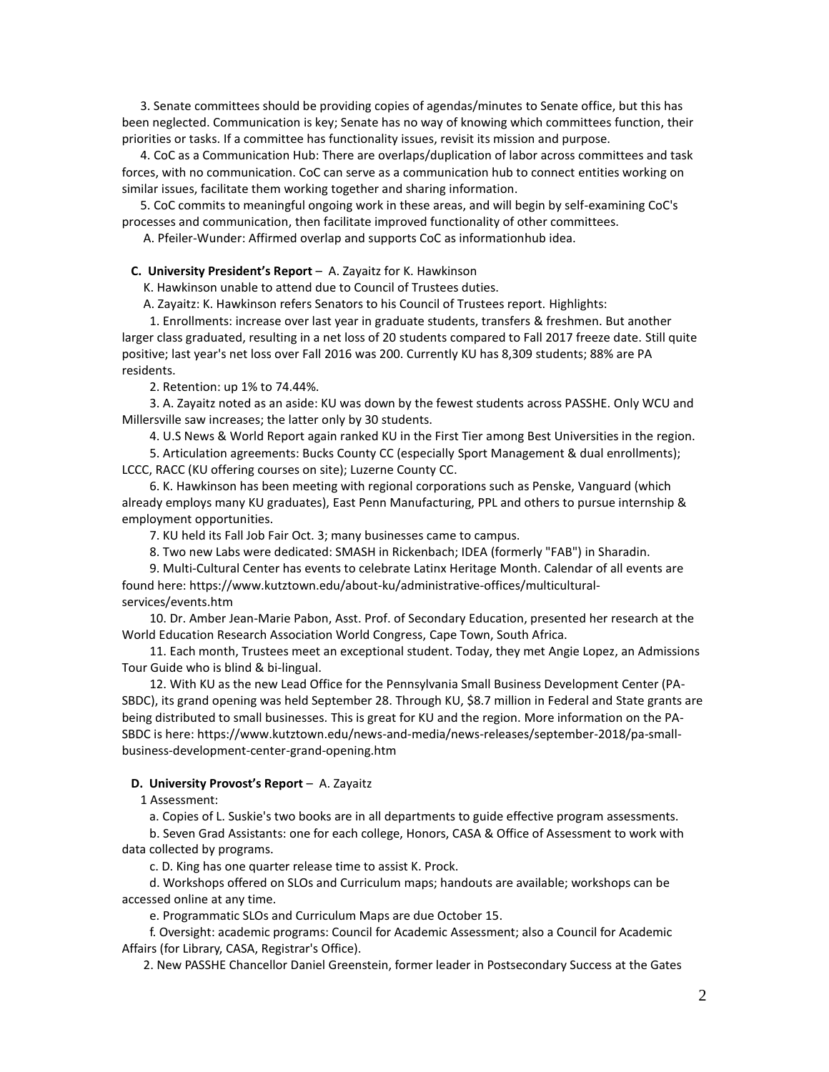3. Senate committees should be providing copies of agendas/minutes to Senate office, but this has been neglected. Communication is key; Senate has no way of knowing which committees function, their priorities or tasks. If a committee has functionality issues, revisit its mission and purpose.

4. CoC as a Communication Hub: There are overlaps/duplication of labor across committees and task forces, with no communication. CoC can serve as a communication hub to connect entities working on similar issues, facilitate them working together and sharing information.

5. CoC commits to meaningful ongoing work in these areas, and will begin by self-examining CoC's processes and communication, then facilitate improved functionality of other committees.

A. Pfeiler-Wunder: Affirmed overlap and supports CoC as informationhub idea.

**C. University President's Report** – A. Zayaitz for K. Hawkinson

K. Hawkinson unable to attend due to Council of Trustees duties.

A. Zayaitz: K. Hawkinson refers Senators to his Council of Trustees report. Highlights:

1. Enrollments: increase over last year in graduate students, transfers & freshmen. But another larger class graduated, resulting in a net loss of 20 students compared to Fall 2017 freeze date. Still quite positive; last year's net loss over Fall 2016 was 200. Currently KU has 8,309 students; 88% are PA residents.

2. Retention: up 1% to 74.44%.

3. A. Zayaitz noted as an aside: KU was down by the fewest students across PASSHE. Only WCU and Millersville saw increases; the latter only by 30 students.

4. U.S News & World Report again ranked KU in the First Tier among Best Universities in the region.

5. Articulation agreements: Bucks County CC (especially Sport Management & dual enrollments); LCCC, RACC (KU offering courses on site); Luzerne County CC.

6. K. Hawkinson has been meeting with regional corporations such as Penske, Vanguard (which already employs many KU graduates), East Penn Manufacturing, PPL and others to pursue internship & employment opportunities.

7. KU held its Fall Job Fair Oct. 3; many businesses came to campus.

8. Two new Labs were dedicated: SMASH in Rickenbach; IDEA (formerly "FAB") in Sharadin.

9. Multi-Cultural Center has events to celebrate Latinx Heritage Month. Calendar of all events are found here: https://www.kutztown.edu/about-ku/administrative-offices/multicultural-services/events.htm

10. Dr. Amber Jean-Marie Pabon, Asst. Prof. of Secondary Education, presented her research at the World Education Research Association World Congress, Cape Town, South Africa.

11. Each month, Trustees meet an exceptional student. Today, they met Angie Lopez, an Admissions Tour Guide who is blind & bi-lingual.

12. With KU as the new Lead Office for the Pennsylvania Small Business Development Center (PA-SBDC), its grand opening was held September 28. Through KU, $8.7 million in Federal and State grants are being distributed to small businesses. This is great for KU and the region. More information on the PA-SBDC is here: https://www.kutztown.edu/news-and-media/news-releases/september-2018/pa-small-business-development-center-grand-opening.htm

**D. University Provost's Report** – A. Zayaitz

1 Assessment:

a. Copies of L. Suskie's two books are in all departments to guide effective program assessments.

b. Seven Grad Assistants: one for each college, Honors, CASA & Office of Assessment to work with data collected by programs.

c. D. King has one quarter release time to assist K. Prock.

d. Workshops offered on SLOs and Curriculum maps; handouts are available; workshops can be accessed online at any time.

e. Programmatic SLOs and Curriculum Maps are due October 15.

f. Oversight: academic programs: Council for Academic Assessment; also a Council for Academic Affairs (for Library, CASA, Registrar's Office).

2. New PASSHE Chancellor Daniel Greenstein, former leader in Postsecondary Success at the Gates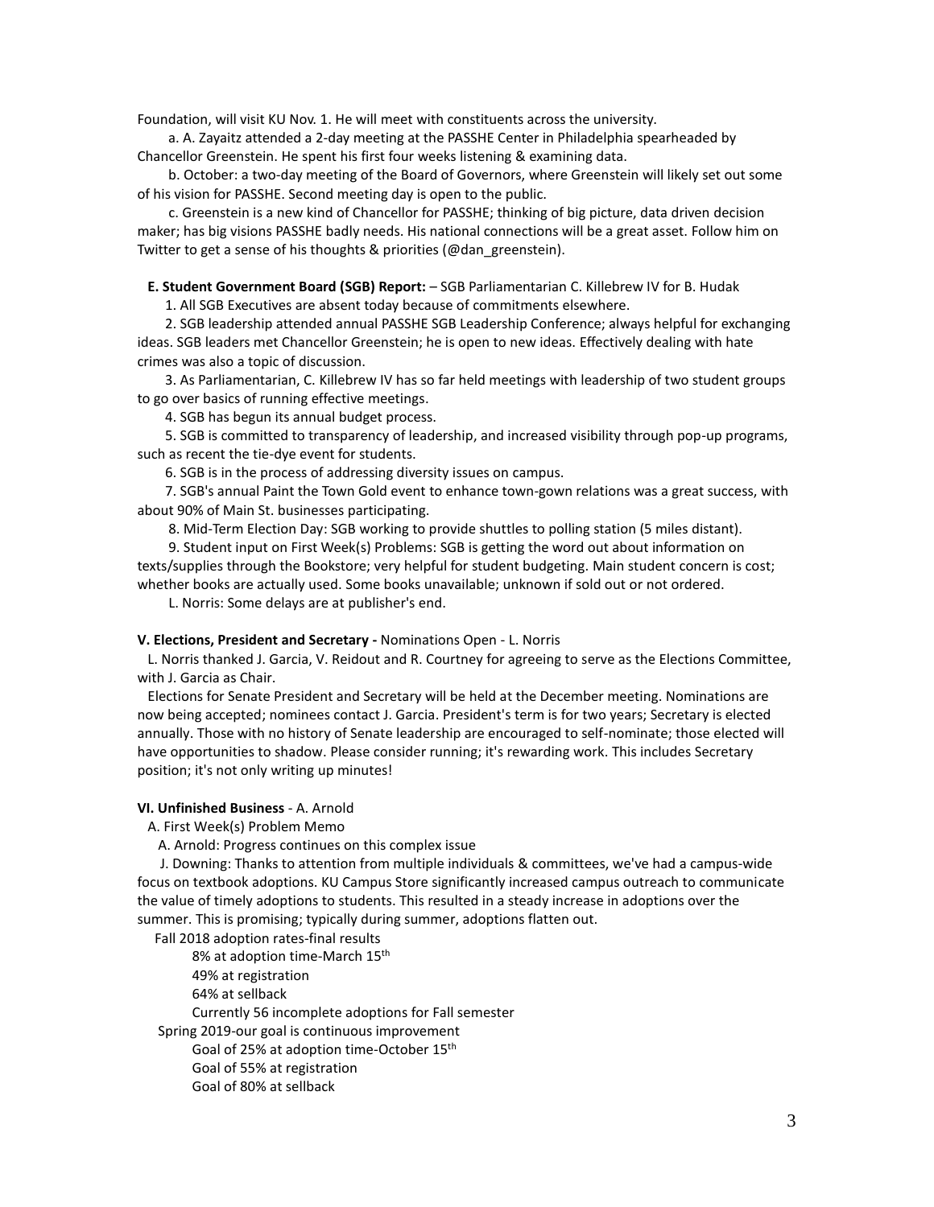Foundation, will visit KU Nov. 1. He will meet with constituents across the university.

a. A. Zayaitz attended a 2-day meeting at the PASSHE Center in Philadelphia spearheaded by Chancellor Greenstein. He spent his first four weeks listening & examining data.

b. October: a two-day meeting of the Board of Governors, where Greenstein will likely set out some of his vision for PASSHE. Second meeting day is open to the public.

c. Greenstein is a new kind of Chancellor for PASSHE; thinking of big picture, data driven decision maker; has big visions PASSHE badly needs. His national connections will be a great asset. Follow him on Twitter to get a sense of his thoughts & priorities (@dan_greenstein).

**E. Student Government Board (SGB) Report:** – SGB Parliamentarian C. Killebrew IV for B. Hudak

1. All SGB Executives are absent today because of commitments elsewhere.
2. SGB leadership attended annual PASSHE SGB Leadership Conference; always helpful for exchanging ideas. SGB leaders met Chancellor Greenstein; he is open to new ideas. Effectively dealing with hate crimes was also a topic of discussion.
3. As Parliamentarian, C. Killebrew IV has so far held meetings with leadership of two student groups to go over basics of running effective meetings.
4. SGB has begun its annual budget process.
5. SGB is committed to transparency of leadership, and increased visibility through pop-up programs, such as recent the tie-dye event for students.
6. SGB is in the process of addressing diversity issues on campus.
7. SGB's annual Paint the Town Gold event to enhance town-gown relations was a great success, with about 90% of Main St. businesses participating.
8. Mid-Term Election Day: SGB working to provide shuttles to polling station (5 miles distant).
9. Student input on First Week(s) Problems: SGB is getting the word out about information on texts/supplies through the Bookstore; very helpful for student budgeting. Main student concern is cost; whether books are actually used. Some books unavailable; unknown if sold out or not ordered.

L. Norris: Some delays are at publisher's end.

**V. Elections, President and Secretary -** Nominations Open - L. Norris

L. Norris thanked J. Garcia, V. Reidout and R. Courtney for agreeing to serve as the Elections Committee, with J. Garcia as Chair.

Elections for Senate President and Secretary will be held at the December meeting. Nominations are now being accepted; nominees contact J. Garcia. President's term is for two years; Secretary is elected annually. Those with no history of Senate leadership are encouraged to self-nominate; those elected will have opportunities to shadow. Please consider running; it's rewarding work. This includes Secretary position; it's not only writing up minutes!

**VI. Unfinished Business** - A. Arnold

A. First Week(s) Problem Memo

A. Arnold: Progress continues on this complex issue

J. Downing: Thanks to attention from multiple individuals & committees, we've had a campus-wide focus on textbook adoptions. KU Campus Store significantly increased campus outreach to communicate the value of timely adoptions to students. This resulted in a steady increase in adoptions over the summer. This is promising; typically during summer, adoptions flatten out.

Fall 2018 adoption rates-final results

- 8% at adoption time-March 15th
- 49% at registration
- 64% at sellback
- Currently 56 incomplete adoptions for Fall semester

Spring 2019-our goal is continuous improvement

- Goal of 25% at adoption time-October 15th
- Goal of 55% at registration
- Goal of 80% at sellback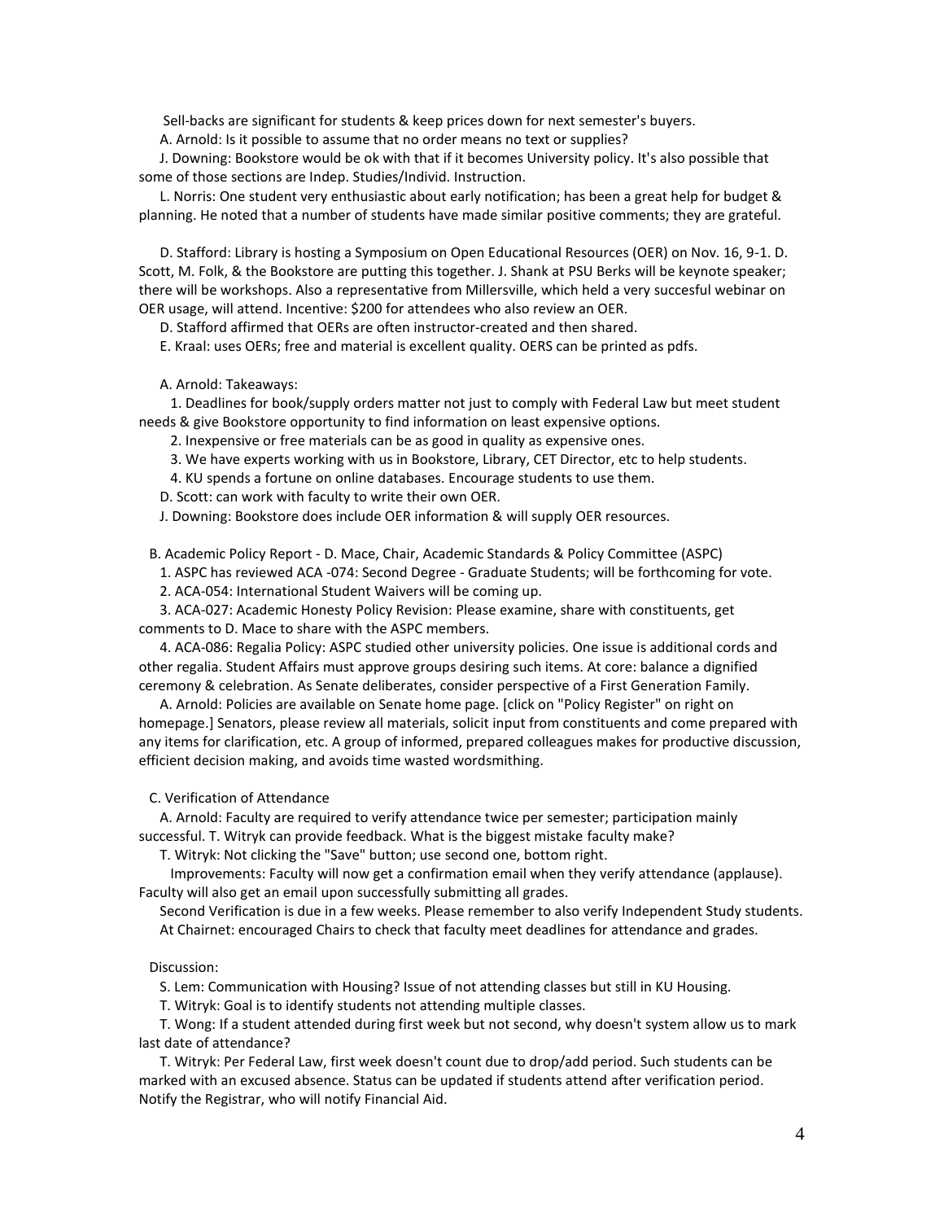Sell-backs are significant for students & keep prices down for next semester's buyers.

A. Arnold: Is it possible to assume that no order means no text or supplies?

J. Downing: Bookstore would be ok with that if it becomes University policy. It's also possible that some of those sections are Indep. Studies/Individ. Instruction.

L. Norris: One student very enthusiastic about early notification; has been a great help for budget & planning. He noted that a number of students have made similar positive comments; they are grateful.

D. Stafford: Library is hosting a Symposium on Open Educational Resources (OER) on Nov. 16, 9-1. D. Scott, M. Folk, & the Bookstore are putting this together. J. Shank at PSU Berks will be keynote speaker; there will be workshops. Also a representative from Millersville, which held a very succesful webinar on OER usage, will attend. Incentive: $200 for attendees who also review an OER.

D. Stafford affirmed that OERs are often instructor-created and then shared.

E. Kraal: uses OERs; free and material is excellent quality. OERS can be printed as pdfs.

A. Arnold: Takeaways:

1. Deadlines for book/supply orders matter not just to comply with Federal Law but meet student needs & give Bookstore opportunity to find information on least expensive options.
2. Inexpensive or free materials can be as good in quality as expensive ones.
3. We have experts working with us in Bookstore, Library, CET Director, etc to help students.
4. KU spends a fortune on online databases. Encourage students to use them.

D. Scott: can work with faculty to write their own OER.

J. Downing: Bookstore does include OER information & will supply OER resources.

B. Academic Policy Report - D. Mace, Chair, Academic Standards & Policy Committee (ASPC)

1. ASPC has reviewed ACA -074: Second Degree - Graduate Students; will be forthcoming for vote.
2. ACA-054: International Student Waivers will be coming up.
3. ACA-027: Academic Honesty Policy Revision: Please examine, share with constituents, get comments to D. Mace to share with the ASPC members.
4. ACA-086: Regalia Policy: ASPC studied other university policies. One issue is additional cords and other regalia. Student Affairs must approve groups desiring such items. At core: balance a dignified ceremony & celebration. As Senate deliberates, consider perspective of a First Generation Family.

A. Arnold: Policies are available on Senate home page. [click on "Policy Register" on right on homepage.] Senators, please review all materials, solicit input from constituents and come prepared with any items for clarification, etc. A group of informed, prepared colleagues makes for productive discussion, efficient decision making, and avoids time wasted wordsmithing.

C. Verification of Attendance

A. Arnold: Faculty are required to verify attendance twice per semester; participation mainly successful. T. Witryk can provide feedback. What is the biggest mistake faculty make?

T. Witryk: Not clicking the "Save" button; use second one, bottom right.

Improvements: Faculty will now get a confirmation email when they verify attendance (applause). Faculty will also get an email upon successfully submitting all grades.

Second Verification is due in a few weeks. Please remember to also verify Independent Study students.

At Chairnet: encouraged Chairs to check that faculty meet deadlines for attendance and grades.

Discussion:

S. Lem: Communication with Housing? Issue of not attending classes but still in KU Housing.

T. Witryk: Goal is to identify students not attending multiple classes.

T. Wong: If a student attended during first week but not second, why doesn't system allow us to mark last date of attendance?

T. Witryk: Per Federal Law, first week doesn't count due to drop/add period. Such students can be marked with an excused absence. Status can be updated if students attend after verification period. Notify the Registrar, who will notify Financial Aid.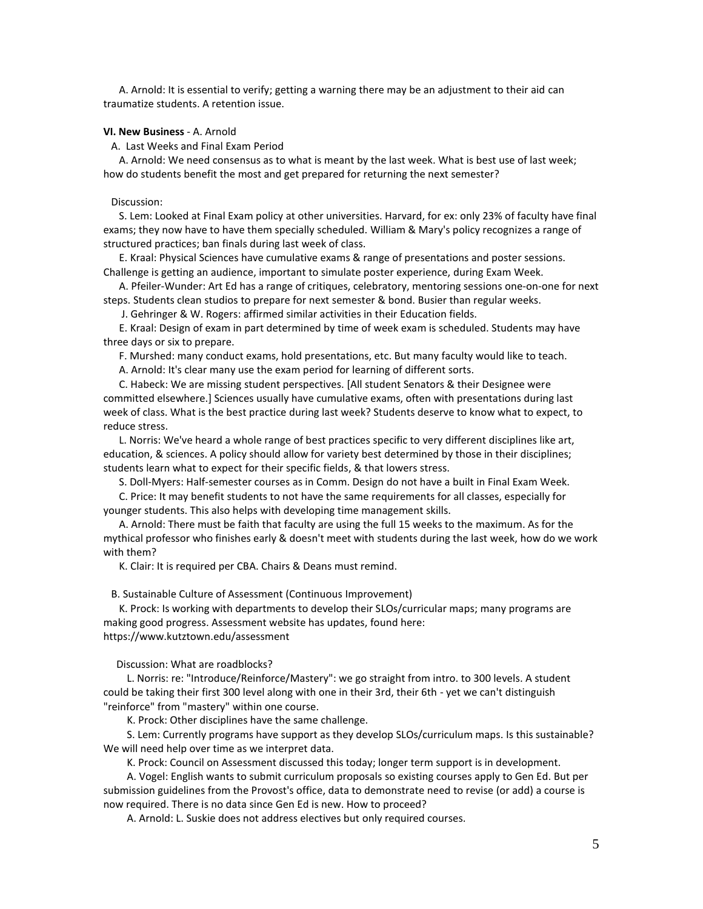A. Arnold: It is essential to verify; getting a warning there may be an adjustment to their aid can traumatize students. A retention issue.

**VI. New Business** - A. Arnold

A. Last Weeks and Final Exam Period

A. Arnold: We need consensus as to what is meant by the last week. What is best use of last week; how do students benefit the most and get prepared for returning the next semester?

Discussion:

S. Lem: Looked at Final Exam policy at other universities. Harvard, for ex: only 23% of faculty have final exams; they now have to have them specially scheduled. William & Mary's policy recognizes a range of structured practices; ban finals during last week of class.

E. Kraal: Physical Sciences have cumulative exams & range of presentations and poster sessions. Challenge is getting an audience, important to simulate poster experience, during Exam Week.

A. Pfeiler-Wunder: Art Ed has a range of critiques, celebratory, mentoring sessions one-on-one for next steps. Students clean studios to prepare for next semester & bond. Busier than regular weeks.

J. Gehringer & W. Rogers: affirmed similar activities in their Education fields.

E. Kraal: Design of exam in part determined by time of week exam is scheduled. Students may have three days or six to prepare.

F. Murshed: many conduct exams, hold presentations, etc. But many faculty would like to teach.

A. Arnold: It's clear many use the exam period for learning of different sorts.

C. Habeck: We are missing student perspectives. [All student Senators & their Designee were committed elsewhere.] Sciences usually have cumulative exams, often with presentations during last week of class. What is the best practice during last week? Students deserve to know what to expect, to reduce stress.

L. Norris: We've heard a whole range of best practices specific to very different disciplines like art, education, & sciences. A policy should allow for variety best determined by those in their disciplines; students learn what to expect for their specific fields, & that lowers stress.

S. Doll-Myers: Half-semester courses as in Comm. Design do not have a built in Final Exam Week.

C. Price: It may benefit students to not have the same requirements for all classes, especially for younger students. This also helps with developing time management skills.

A. Arnold: There must be faith that faculty are using the full 15 weeks to the maximum. As for the mythical professor who finishes early & doesn't meet with students during the last week, how do we work with them?

K. Clair: It is required per CBA. Chairs & Deans must remind.

B. Sustainable Culture of Assessment (Continuous Improvement)

K. Prock: Is working with departments to develop their SLOs/curricular maps; many programs are making good progress. Assessment website has updates, found here: https://www.kutztown.edu/assessment

Discussion: What are roadblocks?

L. Norris: re: "Introduce/Reinforce/Mastery": we go straight from intro. to 300 levels. A student could be taking their first 300 level along with one in their 3rd, their 6th - yet we can't distinguish "reinforce" from "mastery" within one course.

K. Prock: Other disciplines have the same challenge.

S. Lem: Currently programs have support as they develop SLOs/curriculum maps. Is this sustainable? We will need help over time as we interpret data.

K. Prock: Council on Assessment discussed this today; longer term support is in development.

A. Vogel: English wants to submit curriculum proposals so existing courses apply to Gen Ed. But per submission guidelines from the Provost's office, data to demonstrate need to revise (or add) a course is now required. There is no data since Gen Ed is new. How to proceed?

A. Arnold: L. Suskie does not address electives but only required courses.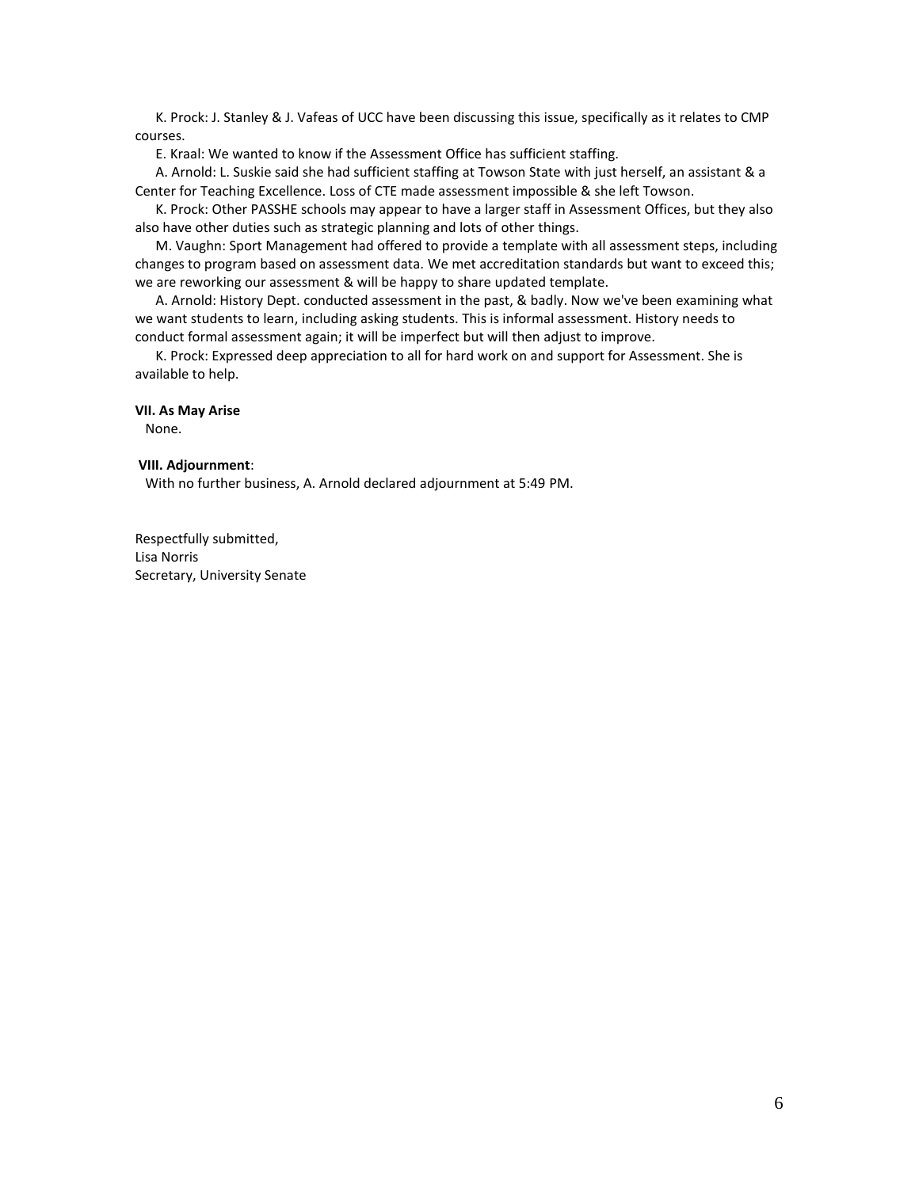K. Prock: J. Stanley & J. Vafeas of UCC have been discussing this issue, specifically as it relates to CMP courses.

E. Kraal: We wanted to know if the Assessment Office has sufficient staffing.

A. Arnold: L. Suskie said she had sufficient staffing at Towson State with just herself, an assistant & a Center for Teaching Excellence. Loss of CTE made assessment impossible & she left Towson.

K. Prock: Other PASSHE schools may appear to have a larger staff in Assessment Offices, but they also also have other duties such as strategic planning and lots of other things.

M. Vaughn: Sport Management had offered to provide a template with all assessment steps, including changes to program based on assessment data. We met accreditation standards but want to exceed this; we are reworking our assessment & will be happy to share updated template.

A. Arnold: History Dept. conducted assessment in the past, & badly. Now we've been examining what we want students to learn, including asking students. This is informal assessment. History needs to conduct formal assessment again; it will be imperfect but will then adjust to improve.

K. Prock: Expressed deep appreciation to all for hard work on and support for Assessment. She is available to help.

**VII. As May Arise**

None.

**VIII. Adjournment**:

With no further business, A. Arnold declared adjournment at 5:49 PM.

Respectfully submitted,
Lisa Norris
Secretary, University Senate